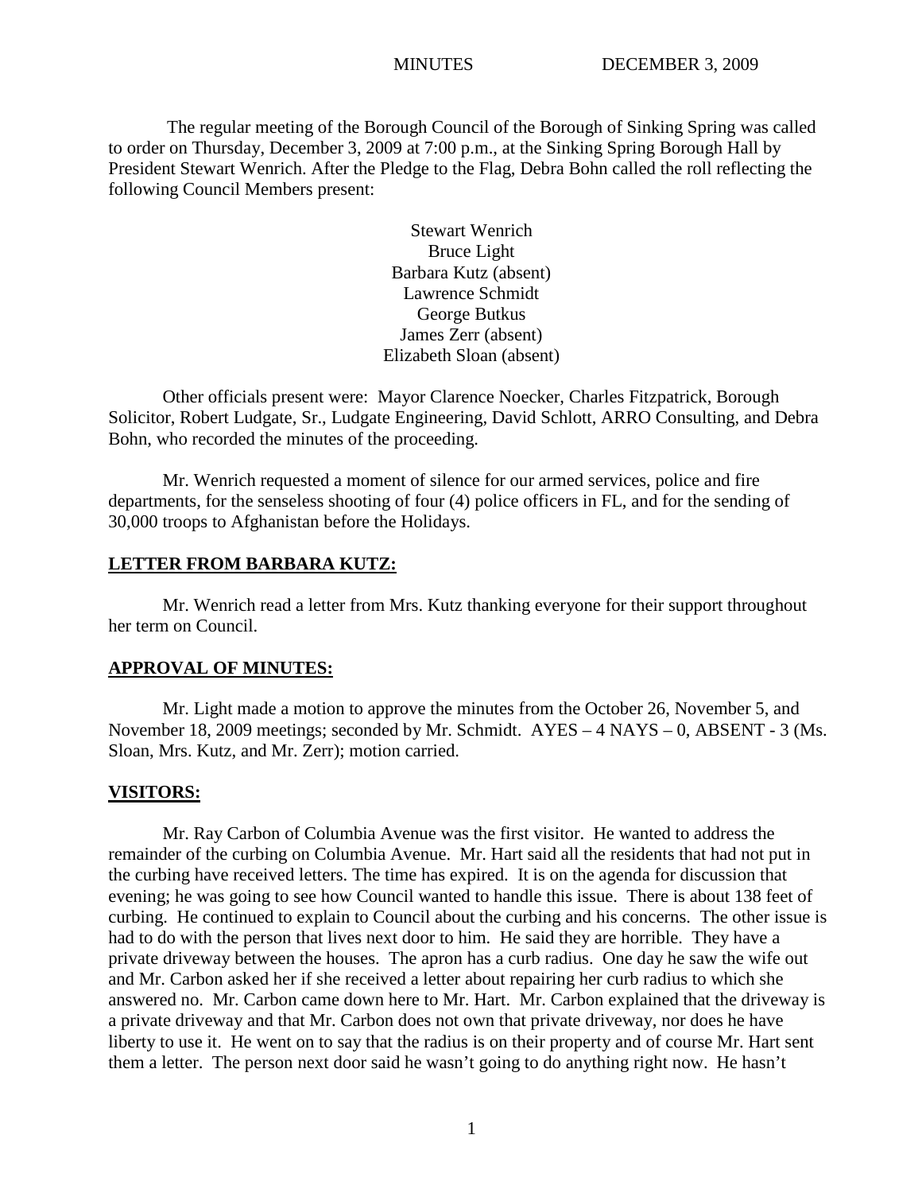MINUTES DECEMBER 3, 2009

The regular meeting of the Borough Council of the Borough of Sinking Spring was called to order on Thursday, December 3, 2009 at 7:00 p.m., at the Sinking Spring Borough Hall by President Stewart Wenrich. After the Pledge to the Flag, Debra Bohn called the roll reflecting the following Council Members present:

Stewart Wenrich
Bruce Light
Barbara Kutz (absent)
Lawrence Schmidt
George Butkus
James Zerr (absent)
Elizabeth Sloan (absent)

Other officials present were: Mayor Clarence Noecker, Charles Fitzpatrick, Borough Solicitor, Robert Ludgate, Sr., Ludgate Engineering, David Schlott, ARRO Consulting, and Debra Bohn, who recorded the minutes of the proceeding.

Mr. Wenrich requested a moment of silence for our armed services, police and fire departments, for the senseless shooting of four (4) police officers in FL, and for the sending of 30,000 troops to Afghanistan before the Holidays.

**LETTER FROM BARBARA KUTZ:**

Mr. Wenrich read a letter from Mrs. Kutz thanking everyone for their support throughout her term on Council.

**APPROVAL OF MINUTES:**

Mr. Light made a motion to approve the minutes from the October 26, November 5, and November 18, 2009 meetings; seconded by Mr. Schmidt. AYES – 4 NAYS – 0, ABSENT - 3 (Ms. Sloan, Mrs. Kutz, and Mr. Zerr); motion carried.

**VISITORS:**

Mr. Ray Carbon of Columbia Avenue was the first visitor. He wanted to address the remainder of the curbing on Columbia Avenue. Mr. Hart said all the residents that had not put in the curbing have received letters. The time has expired. It is on the agenda for discussion that evening; he was going to see how Council wanted to handle this issue. There is about 138 feet of curbing. He continued to explain to Council about the curbing and his concerns. The other issue is had to do with the person that lives next door to him. He said they are horrible. They have a private driveway between the houses. The apron has a curb radius. One day he saw the wife out and Mr. Carbon asked her if she received a letter about repairing her curb radius to which she answered no. Mr. Carbon came down here to Mr. Hart. Mr. Carbon explained that the driveway is a private driveway and that Mr. Carbon does not own that private driveway, nor does he have liberty to use it. He went on to say that the radius is on their property and of course Mr. Hart sent them a letter. The person next door said he wasn't going to do anything right now. He hasn't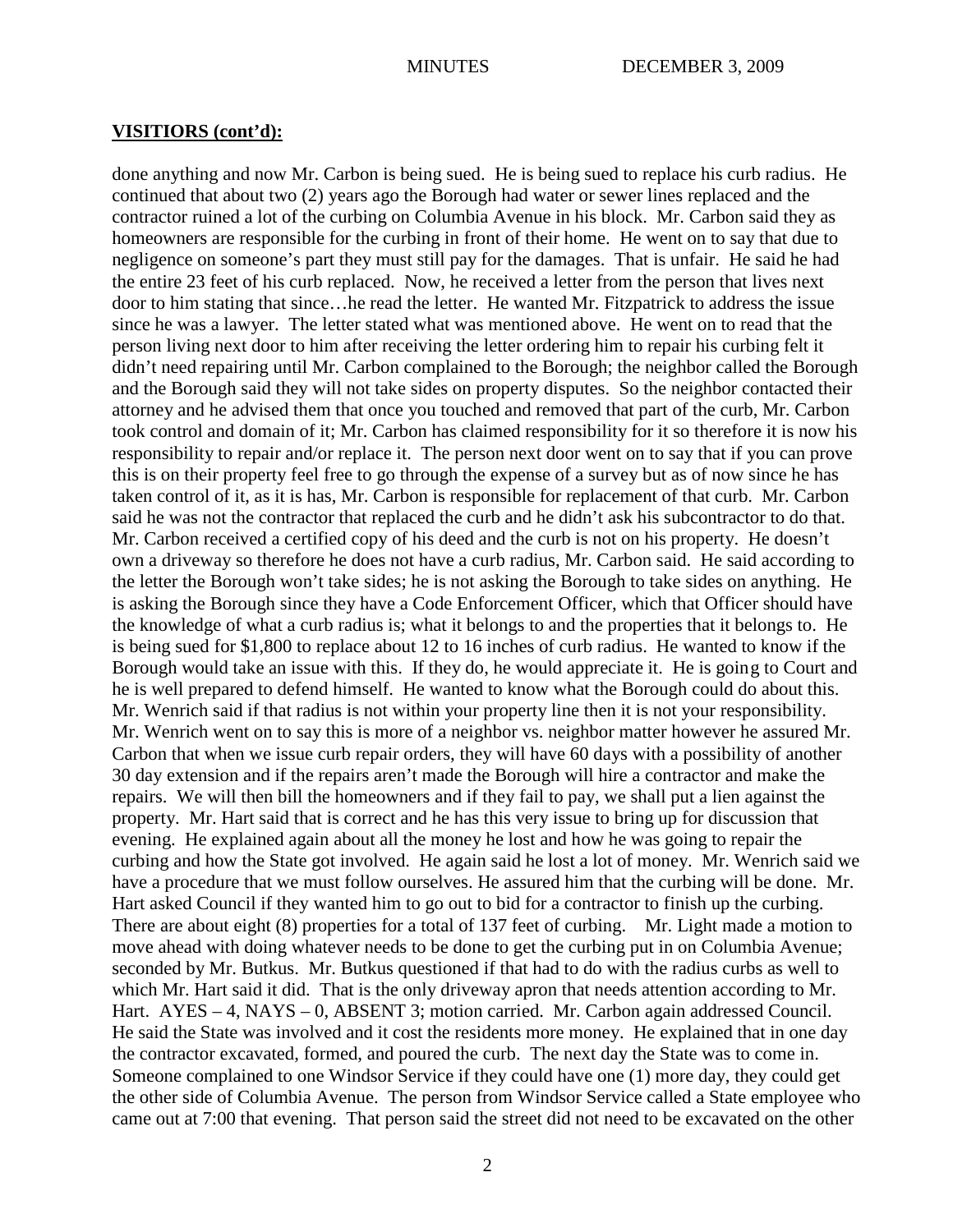## VISITIORS (cont'd):

done anything and now Mr. Carbon is being sued. He is being sued to replace his curb radius. He continued that about two (2) years ago the Borough had water or sewer lines replaced and the contractor ruined a lot of the curbing on Columbia Avenue in his block. Mr. Carbon said they as homeowners are responsible for the curbing in front of their home. He went on to say that due to negligence on someone's part they must still pay for the damages. That is unfair. He said he had the entire 23 feet of his curb replaced. Now, he received a letter from the person that lives next door to him stating that since…he read the letter. He wanted Mr. Fitzpatrick to address the issue since he was a lawyer. The letter stated what was mentioned above. He went on to read that the person living next door to him after receiving the letter ordering him to repair his curbing felt it didn't need repairing until Mr. Carbon complained to the Borough; the neighbor called the Borough and the Borough said they will not take sides on property disputes. So the neighbor contacted their attorney and he advised them that once you touched and removed that part of the curb, Mr. Carbon took control and domain of it; Mr. Carbon has claimed responsibility for it so therefore it is now his responsibility to repair and/or replace it. The person next door went on to say that if you can prove this is on their property feel free to go through the expense of a survey but as of now since he has taken control of it, as it is has, Mr. Carbon is responsible for replacement of that curb. Mr. Carbon said he was not the contractor that replaced the curb and he didn't ask his subcontractor to do that. Mr. Carbon received a certified copy of his deed and the curb is not on his property. He doesn't own a driveway so therefore he does not have a curb radius, Mr. Carbon said. He said according to the letter the Borough won't take sides; he is not asking the Borough to take sides on anything. He is asking the Borough since they have a Code Enforcement Officer, which that Officer should have the knowledge of what a curb radius is; what it belongs to and the properties that it belongs to. He is being sued for $1,800 to replace about 12 to 16 inches of curb radius. He wanted to know if the Borough would take an issue with this. If they do, he would appreciate it. He is going to Court and he is well prepared to defend himself. He wanted to know what the Borough could do about this. Mr. Wenrich said if that radius is not within your property line then it is not your responsibility. Mr. Wenrich went on to say this is more of a neighbor vs. neighbor matter however he assured Mr. Carbon that when we issue curb repair orders, they will have 60 days with a possibility of another 30 day extension and if the repairs aren't made the Borough will hire a contractor and make the repairs. We will then bill the homeowners and if they fail to pay, we shall put a lien against the property. Mr. Hart said that is correct and he has this very issue to bring up for discussion that evening. He explained again about all the money he lost and how he was going to repair the curbing and how the State got involved. He again said he lost a lot of money. Mr. Wenrich said we have a procedure that we must follow ourselves. He assured him that the curbing will be done. Mr. Hart asked Council if they wanted him to go out to bid for a contractor to finish up the curbing. There are about eight (8) properties for a total of 137 feet of curbing. Mr. Light made a motion to move ahead with doing whatever needs to be done to get the curbing put in on Columbia Avenue; seconded by Mr. Butkus. Mr. Butkus questioned if that had to do with the radius curbs as well to which Mr. Hart said it did. That is the only driveway apron that needs attention according to Mr. Hart. AYES – 4, NAYS – 0, ABSENT 3; motion carried. Mr. Carbon again addressed Council. He said the State was involved and it cost the residents more money. He explained that in one day the contractor excavated, formed, and poured the curb. The next day the State was to come in. Someone complained to one Windsor Service if they could have one (1) more day, they could get the other side of Columbia Avenue. The person from Windsor Service called a State employee who came out at 7:00 that evening. That person said the street did not need to be excavated on the other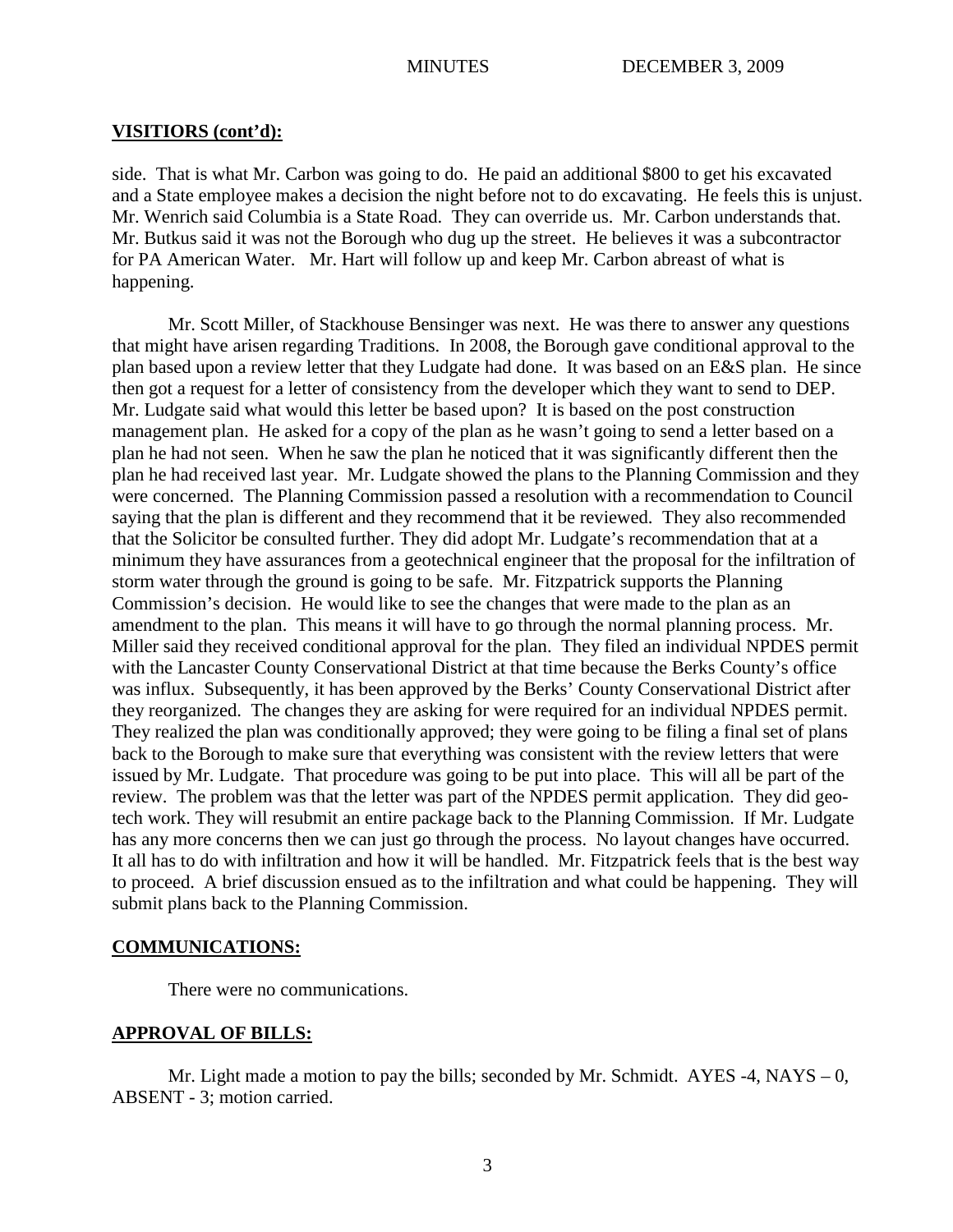## VISITIORS (cont'd):

side. That is what Mr. Carbon was going to do. He paid an additional $800 to get his excavated and a State employee makes a decision the night before not to do excavating. He feels this is unjust. Mr. Wenrich said Columbia is a State Road. They can override us. Mr. Carbon understands that. Mr. Butkus said it was not the Borough who dug up the street. He believes it was a subcontractor for PA American Water. Mr. Hart will follow up and keep Mr. Carbon abreast of what is happening.

Mr. Scott Miller, of Stackhouse Bensinger was next. He was there to answer any questions that might have arisen regarding Traditions. In 2008, the Borough gave conditional approval to the plan based upon a review letter that they Ludgate had done. It was based on an E&S plan. He since then got a request for a letter of consistency from the developer which they want to send to DEP. Mr. Ludgate said what would this letter be based upon? It is based on the post construction management plan. He asked for a copy of the plan as he wasn't going to send a letter based on a plan he had not seen. When he saw the plan he noticed that it was significantly different then the plan he had received last year. Mr. Ludgate showed the plans to the Planning Commission and they were concerned. The Planning Commission passed a resolution with a recommendation to Council saying that the plan is different and they recommend that it be reviewed. They also recommended that the Solicitor be consulted further. They did adopt Mr. Ludgate's recommendation that at a minimum they have assurances from a geotechnical engineer that the proposal for the infiltration of storm water through the ground is going to be safe. Mr. Fitzpatrick supports the Planning Commission's decision. He would like to see the changes that were made to the plan as an amendment to the plan. This means it will have to go through the normal planning process. Mr. Miller said they received conditional approval for the plan. They filed an individual NPDES permit with the Lancaster County Conservational District at that time because the Berks County's office was influx. Subsequently, it has been approved by the Berks' County Conservational District after they reorganized. The changes they are asking for were required for an individual NPDES permit. They realized the plan was conditionally approved; they were going to be filing a final set of plans back to the Borough to make sure that everything was consistent with the review letters that were issued by Mr. Ludgate. That procedure was going to be put into place. This will all be part of the review. The problem was that the letter was part of the NPDES permit application. They did geo-tech work. They will resubmit an entire package back to the Planning Commission. If Mr. Ludgate has any more concerns then we can just go through the process. No layout changes have occurred. It all has to do with infiltration and how it will be handled. Mr. Fitzpatrick feels that is the best way to proceed. A brief discussion ensued as to the infiltration and what could be happening. They will submit plans back to the Planning Commission.

## COMMUNICATIONS:

There were no communications.

## APPROVAL OF BILLS:

Mr. Light made a motion to pay the bills; seconded by Mr. Schmidt. AYES -4, NAYS – 0, ABSENT - 3; motion carried.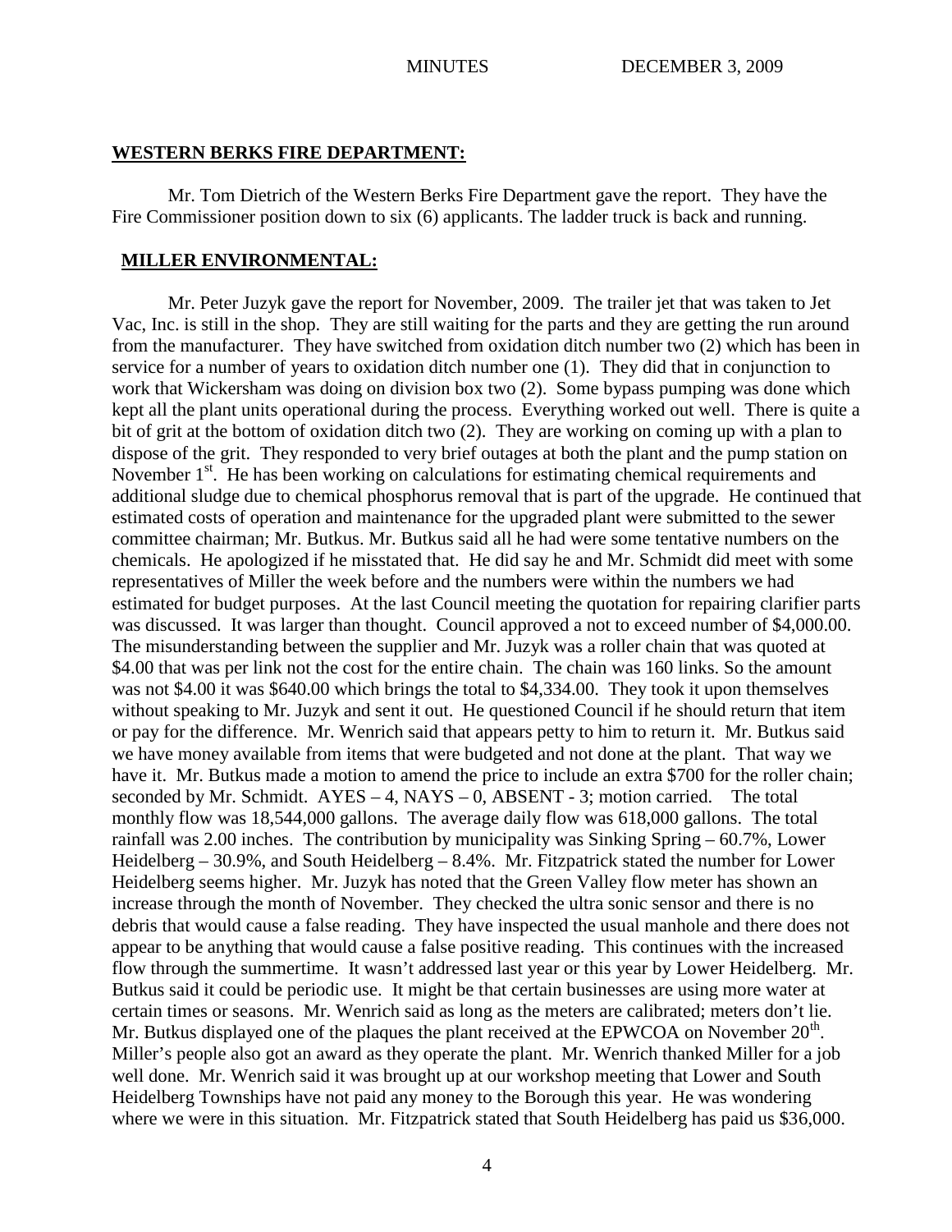## WESTERN BERKS FIRE DEPARTMENT:

Mr. Tom Dietrich of the Western Berks Fire Department gave the report. They have the Fire Commissioner position down to six (6) applicants. The ladder truck is back and running.

## MILLER ENVIRONMENTAL:

Mr. Peter Juzyk gave the report for November, 2009. The trailer jet that was taken to Jet Vac, Inc. is still in the shop. They are still waiting for the parts and they are getting the run around from the manufacturer. They have switched from oxidation ditch number two (2) which has been in service for a number of years to oxidation ditch number one (1). They did that in conjunction to work that Wickersham was doing on division box two (2). Some bypass pumping was done which kept all the plant units operational during the process. Everything worked out well. There is quite a bit of grit at the bottom of oxidation ditch two (2). They are working on coming up with a plan to dispose of the grit. They responded to very brief outages at both the plant and the pump station on November 1st. He has been working on calculations for estimating chemical requirements and additional sludge due to chemical phosphorus removal that is part of the upgrade. He continued that estimated costs of operation and maintenance for the upgraded plant were submitted to the sewer committee chairman; Mr. Butkus. Mr. Butkus said all he had were some tentative numbers on the chemicals. He apologized if he misstated that. He did say he and Mr. Schmidt did meet with some representatives of Miller the week before and the numbers were within the numbers we had estimated for budget purposes. At the last Council meeting the quotation for repairing clarifier parts was discussed. It was larger than thought. Council approved a not to exceed number of $4,000.00. The misunderstanding between the supplier and Mr. Juzyk was a roller chain that was quoted at $4.00 that was per link not the cost for the entire chain. The chain was 160 links. So the amount was not $4.00 it was $640.00 which brings the total to $4,334.00. They took it upon themselves without speaking to Mr. Juzyk and sent it out. He questioned Council if he should return that item or pay for the difference. Mr. Wenrich said that appears petty to him to return it. Mr. Butkus said we have money available from items that were budgeted and not done at the plant. That way we have it. Mr. Butkus made a motion to amend the price to include an extra $700 for the roller chain; seconded by Mr. Schmidt. AYES – 4, NAYS – 0, ABSENT - 3; motion carried. The total monthly flow was 18,544,000 gallons. The average daily flow was 618,000 gallons. The total rainfall was 2.00 inches. The contribution by municipality was Sinking Spring – 60.7%, Lower Heidelberg – 30.9%, and South Heidelberg – 8.4%. Mr. Fitzpatrick stated the number for Lower Heidelberg seems higher. Mr. Juzyk has noted that the Green Valley flow meter has shown an increase through the month of November. They checked the ultra sonic sensor and there is no debris that would cause a false reading. They have inspected the usual manhole and there does not appear to be anything that would cause a false positive reading. This continues with the increased flow through the summertime. It wasn't addressed last year or this year by Lower Heidelberg. Mr. Butkus said it could be periodic use. It might be that certain businesses are using more water at certain times or seasons. Mr. Wenrich said as long as the meters are calibrated; meters don't lie. Mr. Butkus displayed one of the plaques the plant received at the EPWCOA on November 20th. Miller's people also got an award as they operate the plant. Mr. Wenrich thanked Miller for a job well done. Mr. Wenrich said it was brought up at our workshop meeting that Lower and South Heidelberg Townships have not paid any money to the Borough this year. He was wondering where we were in this situation. Mr. Fitzpatrick stated that South Heidelberg has paid us $36,000.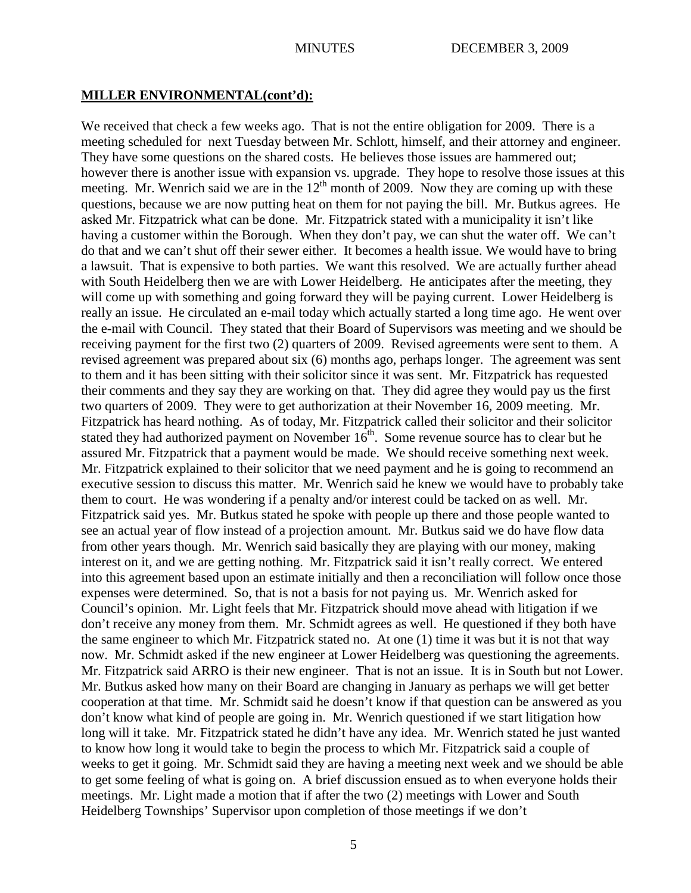**MILLER ENVIRONMENTAL(cont'd):**

We received that check a few weeks ago. That is not the entire obligation for 2009. There is a meeting scheduled for next Tuesday between Mr. Schlott, himself, and their attorney and engineer. They have some questions on the shared costs. He believes those issues are hammered out; however there is another issue with expansion vs. upgrade. They hope to resolve those issues at this meeting. Mr. Wenrich said we are in the 12th month of 2009. Now they are coming up with these questions, because we are now putting heat on them for not paying the bill. Mr. Butkus agrees. He asked Mr. Fitzpatrick what can be done. Mr. Fitzpatrick stated with a municipality it isn't like having a customer within the Borough. When they don't pay, we can shut the water off. We can't do that and we can't shut off their sewer either. It becomes a health issue. We would have to bring a lawsuit. That is expensive to both parties. We want this resolved. We are actually further ahead with South Heidelberg then we are with Lower Heidelberg. He anticipates after the meeting, they will come up with something and going forward they will be paying current. Lower Heidelberg is really an issue. He circulated an e-mail today which actually started a long time ago. He went over the e-mail with Council. They stated that their Board of Supervisors was meeting and we should be receiving payment for the first two (2) quarters of 2009. Revised agreements were sent to them. A revised agreement was prepared about six (6) months ago, perhaps longer. The agreement was sent to them and it has been sitting with their solicitor since it was sent. Mr. Fitzpatrick has requested their comments and they say they are working on that. They did agree they would pay us the first two quarters of 2009. They were to get authorization at their November 16, 2009 meeting. Mr. Fitzpatrick has heard nothing. As of today, Mr. Fitzpatrick called their solicitor and their solicitor stated they had authorized payment on November 16th. Some revenue source has to clear but he assured Mr. Fitzpatrick that a payment would be made. We should receive something next week. Mr. Fitzpatrick explained to their solicitor that we need payment and he is going to recommend an executive session to discuss this matter. Mr. Wenrich said he knew we would have to probably take them to court. He was wondering if a penalty and/or interest could be tacked on as well. Mr. Fitzpatrick said yes. Mr. Butkus stated he spoke with people up there and those people wanted to see an actual year of flow instead of a projection amount. Mr. Butkus said we do have flow data from other years though. Mr. Wenrich said basically they are playing with our money, making interest on it, and we are getting nothing. Mr. Fitzpatrick said it isn't really correct. We entered into this agreement based upon an estimate initially and then a reconciliation will follow once those expenses were determined. So, that is not a basis for not paying us. Mr. Wenrich asked for Council's opinion. Mr. Light feels that Mr. Fitzpatrick should move ahead with litigation if we don't receive any money from them. Mr. Schmidt agrees as well. He questioned if they both have the same engineer to which Mr. Fitzpatrick stated no. At one (1) time it was but it is not that way now. Mr. Schmidt asked if the new engineer at Lower Heidelberg was questioning the agreements. Mr. Fitzpatrick said ARRO is their new engineer. That is not an issue. It is in South but not Lower. Mr. Butkus asked how many on their Board are changing in January as perhaps we will get better cooperation at that time. Mr. Schmidt said he doesn't know if that question can be answered as you don't know what kind of people are going in. Mr. Wenrich questioned if we start litigation how long will it take. Mr. Fitzpatrick stated he didn't have any idea. Mr. Wenrich stated he just wanted to know how long it would take to begin the process to which Mr. Fitzpatrick said a couple of weeks to get it going. Mr. Schmidt said they are having a meeting next week and we should be able to get some feeling of what is going on. A brief discussion ensued as to when everyone holds their meetings. Mr. Light made a motion that if after the two (2) meetings with Lower and South Heidelberg Townships' Supervisor upon completion of those meetings if we don't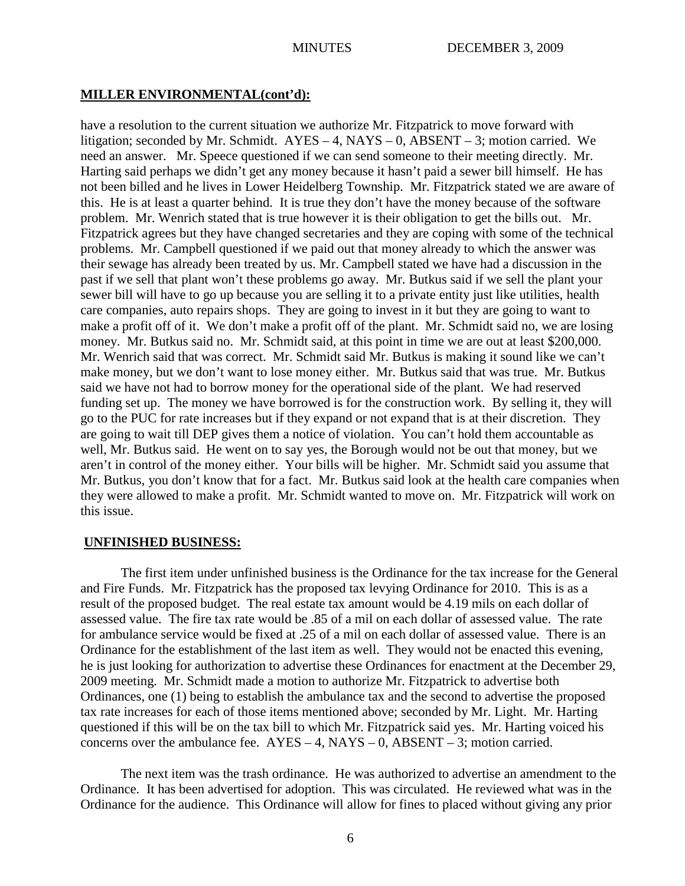## MILLER ENVIRONMENTAL(cont'd):

have a resolution to the current situation we authorize Mr. Fitzpatrick to move forward with litigation; seconded by Mr. Schmidt. AYES – 4, NAYS – 0, ABSENT – 3; motion carried. We need an answer. Mr. Speece questioned if we can send someone to their meeting directly. Mr. Harting said perhaps we didn't get any money because it hasn't paid a sewer bill himself. He has not been billed and he lives in Lower Heidelberg Township. Mr. Fitzpatrick stated we are aware of this. He is at least a quarter behind. It is true they don't have the money because of the software problem. Mr. Wenrich stated that is true however it is their obligation to get the bills out. Mr. Fitzpatrick agrees but they have changed secretaries and they are coping with some of the technical problems. Mr. Campbell questioned if we paid out that money already to which the answer was their sewage has already been treated by us. Mr. Campbell stated we have had a discussion in the past if we sell that plant won't these problems go away. Mr. Butkus said if we sell the plant your sewer bill will have to go up because you are selling it to a private entity just like utilities, health care companies, auto repairs shops. They are going to invest in it but they are going to want to make a profit off of it. We don't make a profit off of the plant. Mr. Schmidt said no, we are losing money. Mr. Butkus said no. Mr. Schmidt said, at this point in time we are out at least $200,000. Mr. Wenrich said that was correct. Mr. Schmidt said Mr. Butkus is making it sound like we can't make money, but we don't want to lose money either. Mr. Butkus said that was true. Mr. Butkus said we have not had to borrow money for the operational side of the plant. We had reserved funding set up. The money we have borrowed is for the construction work. By selling it, they will go to the PUC for rate increases but if they expand or not expand that is at their discretion. They are going to wait till DEP gives them a notice of violation. You can't hold them accountable as well, Mr. Butkus said. He went on to say yes, the Borough would not be out that money, but we aren't in control of the money either. Your bills will be higher. Mr. Schmidt said you assume that Mr. Butkus, you don't know that for a fact. Mr. Butkus said look at the health care companies when they were allowed to make a profit. Mr. Schmidt wanted to move on. Mr. Fitzpatrick will work on this issue.

## UNFINISHED BUSINESS:

The first item under unfinished business is the Ordinance for the tax increase for the General and Fire Funds. Mr. Fitzpatrick has the proposed tax levying Ordinance for 2010. This is as a result of the proposed budget. The real estate tax amount would be 4.19 mils on each dollar of assessed value. The fire tax rate would be .85 of a mil on each dollar of assessed value. The rate for ambulance service would be fixed at .25 of a mil on each dollar of assessed value. There is an Ordinance for the establishment of the last item as well. They would not be enacted this evening, he is just looking for authorization to advertise these Ordinances for enactment at the December 29, 2009 meeting. Mr. Schmidt made a motion to authorize Mr. Fitzpatrick to advertise both Ordinances, one (1) being to establish the ambulance tax and the second to advertise the proposed tax rate increases for each of those items mentioned above; seconded by Mr. Light. Mr. Harting questioned if this will be on the tax bill to which Mr. Fitzpatrick said yes. Mr. Harting voiced his concerns over the ambulance fee. AYES – 4, NAYS – 0, ABSENT – 3; motion carried.

The next item was the trash ordinance. He was authorized to advertise an amendment to the Ordinance. It has been advertised for adoption. This was circulated. He reviewed what was in the Ordinance for the audience. This Ordinance will allow for fines to placed without giving any prior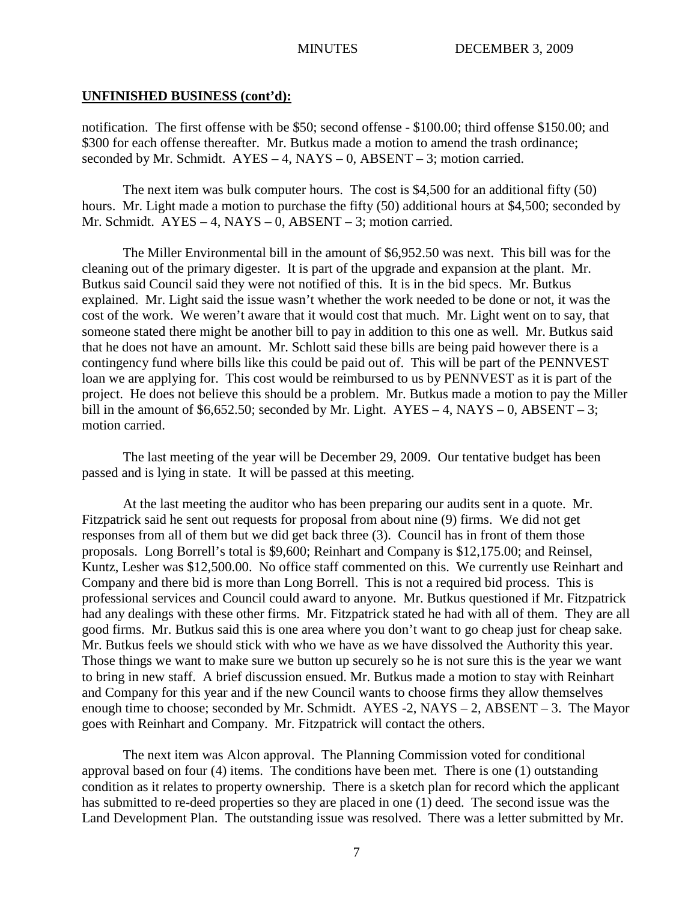**UNFINISHED BUSINESS (cont'd):**

notification. The first offense with be $50; second offense - $100.00; third offense $150.00; and $300 for each offense thereafter. Mr. Butkus made a motion to amend the trash ordinance; seconded by Mr. Schmidt. AYES – 4, NAYS – 0, ABSENT – 3; motion carried.

The next item was bulk computer hours. The cost is $4,500 for an additional fifty (50) hours. Mr. Light made a motion to purchase the fifty (50) additional hours at $4,500; seconded by Mr. Schmidt. AYES – 4, NAYS – 0, ABSENT – 3; motion carried.

The Miller Environmental bill in the amount of $6,952.50 was next. This bill was for the cleaning out of the primary digester. It is part of the upgrade and expansion at the plant. Mr. Butkus said Council said they were not notified of this. It is in the bid specs. Mr. Butkus explained. Mr. Light said the issue wasn't whether the work needed to be done or not, it was the cost of the work. We weren't aware that it would cost that much. Mr. Light went on to say, that someone stated there might be another bill to pay in addition to this one as well. Mr. Butkus said that he does not have an amount. Mr. Schlott said these bills are being paid however there is a contingency fund where bills like this could be paid out of. This will be part of the PENNVEST loan we are applying for. This cost would be reimbursed to us by PENNVEST as it is part of the project. He does not believe this should be a problem. Mr. Butkus made a motion to pay the Miller bill in the amount of $6,652.50; seconded by Mr. Light. AYES – 4, NAYS – 0, ABSENT – 3; motion carried.

The last meeting of the year will be December 29, 2009. Our tentative budget has been passed and is lying in state. It will be passed at this meeting.

At the last meeting the auditor who has been preparing our audits sent in a quote. Mr. Fitzpatrick said he sent out requests for proposal from about nine (9) firms. We did not get responses from all of them but we did get back three (3). Council has in front of them those proposals. Long Borrell's total is $9,600; Reinhart and Company is $12,175.00; and Reinsel, Kuntz, Lesher was $12,500.00. No office staff commented on this. We currently use Reinhart and Company and there bid is more than Long Borrell. This is not a required bid process. This is professional services and Council could award to anyone. Mr. Butkus questioned if Mr. Fitzpatrick had any dealings with these other firms. Mr. Fitzpatrick stated he had with all of them. They are all good firms. Mr. Butkus said this is one area where you don't want to go cheap just for cheap sake. Mr. Butkus feels we should stick with who we have as we have dissolved the Authority this year. Those things we want to make sure we button up securely so he is not sure this is the year we want to bring in new staff. A brief discussion ensued. Mr. Butkus made a motion to stay with Reinhart and Company for this year and if the new Council wants to choose firms they allow themselves enough time to choose; seconded by Mr. Schmidt. AYES -2, NAYS – 2, ABSENT – 3. The Mayor goes with Reinhart and Company. Mr. Fitzpatrick will contact the others.

The next item was Alcon approval. The Planning Commission voted for conditional approval based on four (4) items. The conditions have been met. There is one (1) outstanding condition as it relates to property ownership. There is a sketch plan for record which the applicant has submitted to re-deed properties so they are placed in one (1) deed. The second issue was the Land Development Plan. The outstanding issue was resolved. There was a letter submitted by Mr.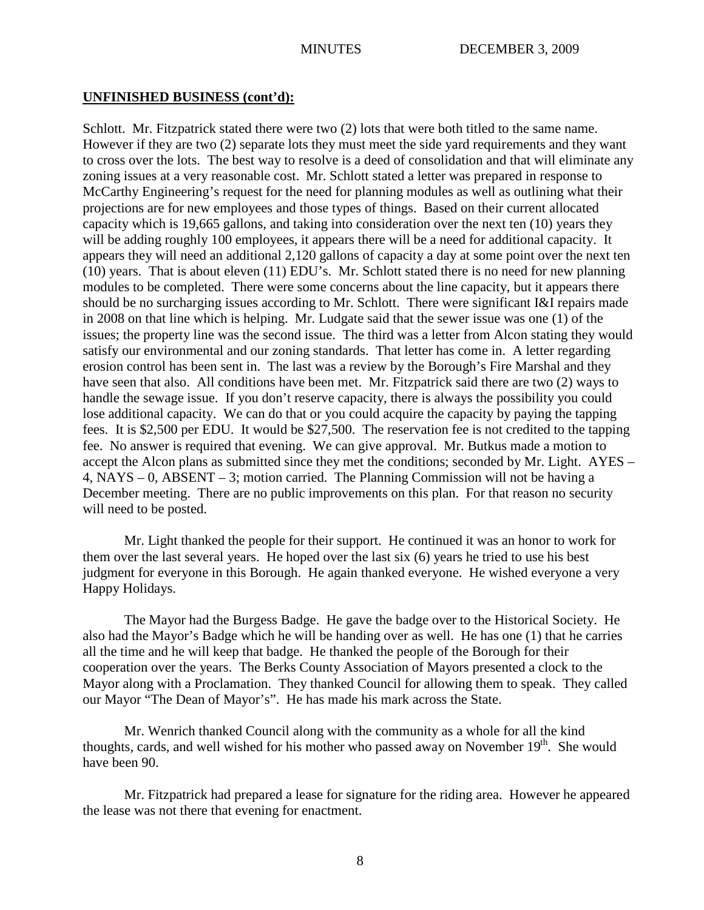**UNFINISHED BUSINESS (cont'd):**

Schlott. Mr. Fitzpatrick stated there were two (2) lots that were both titled to the same name. However if they are two (2) separate lots they must meet the side yard requirements and they want to cross over the lots. The best way to resolve is a deed of consolidation and that will eliminate any zoning issues at a very reasonable cost. Mr. Schlott stated a letter was prepared in response to McCarthy Engineering's request for the need for planning modules as well as outlining what their projections are for new employees and those types of things. Based on their current allocated capacity which is 19,665 gallons, and taking into consideration over the next ten (10) years they will be adding roughly 100 employees, it appears there will be a need for additional capacity. It appears they will need an additional 2,120 gallons of capacity a day at some point over the next ten (10) years. That is about eleven (11) EDU's. Mr. Schlott stated there is no need for new planning modules to be completed. There were some concerns about the line capacity, but it appears there should be no surcharging issues according to Mr. Schlott. There were significant I&I repairs made in 2008 on that line which is helping. Mr. Ludgate said that the sewer issue was one (1) of the issues; the property line was the second issue. The third was a letter from Alcon stating they would satisfy our environmental and our zoning standards. That letter has come in. A letter regarding erosion control has been sent in. The last was a review by the Borough's Fire Marshal and they have seen that also. All conditions have been met. Mr. Fitzpatrick said there are two (2) ways to handle the sewage issue. If you don't reserve capacity, there is always the possibility you could lose additional capacity. We can do that or you could acquire the capacity by paying the tapping fees. It is $2,500 per EDU. It would be $27,500. The reservation fee is not credited to the tapping fee. No answer is required that evening. We can give approval. Mr. Butkus made a motion to accept the Alcon plans as submitted since they met the conditions; seconded by Mr. Light. AYES – 4, NAYS – 0, ABSENT – 3; motion carried. The Planning Commission will not be having a December meeting. There are no public improvements on this plan. For that reason no security will need to be posted.

Mr. Light thanked the people for their support. He continued it was an honor to work for them over the last several years. He hoped over the last six (6) years he tried to use his best judgment for everyone in this Borough. He again thanked everyone. He wished everyone a very Happy Holidays.

The Mayor had the Burgess Badge. He gave the badge over to the Historical Society. He also had the Mayor's Badge which he will be handing over as well. He has one (1) that he carries all the time and he will keep that badge. He thanked the people of the Borough for their cooperation over the years. The Berks County Association of Mayors presented a clock to the Mayor along with a Proclamation. They thanked Council for allowing them to speak. They called our Mayor "The Dean of Mayor's". He has made his mark across the State.

Mr. Wenrich thanked Council along with the community as a whole for all the kind thoughts, cards, and well wished for his mother who passed away on November 19th. She would have been 90.

Mr. Fitzpatrick had prepared a lease for signature for the riding area. However he appeared the lease was not there that evening for enactment.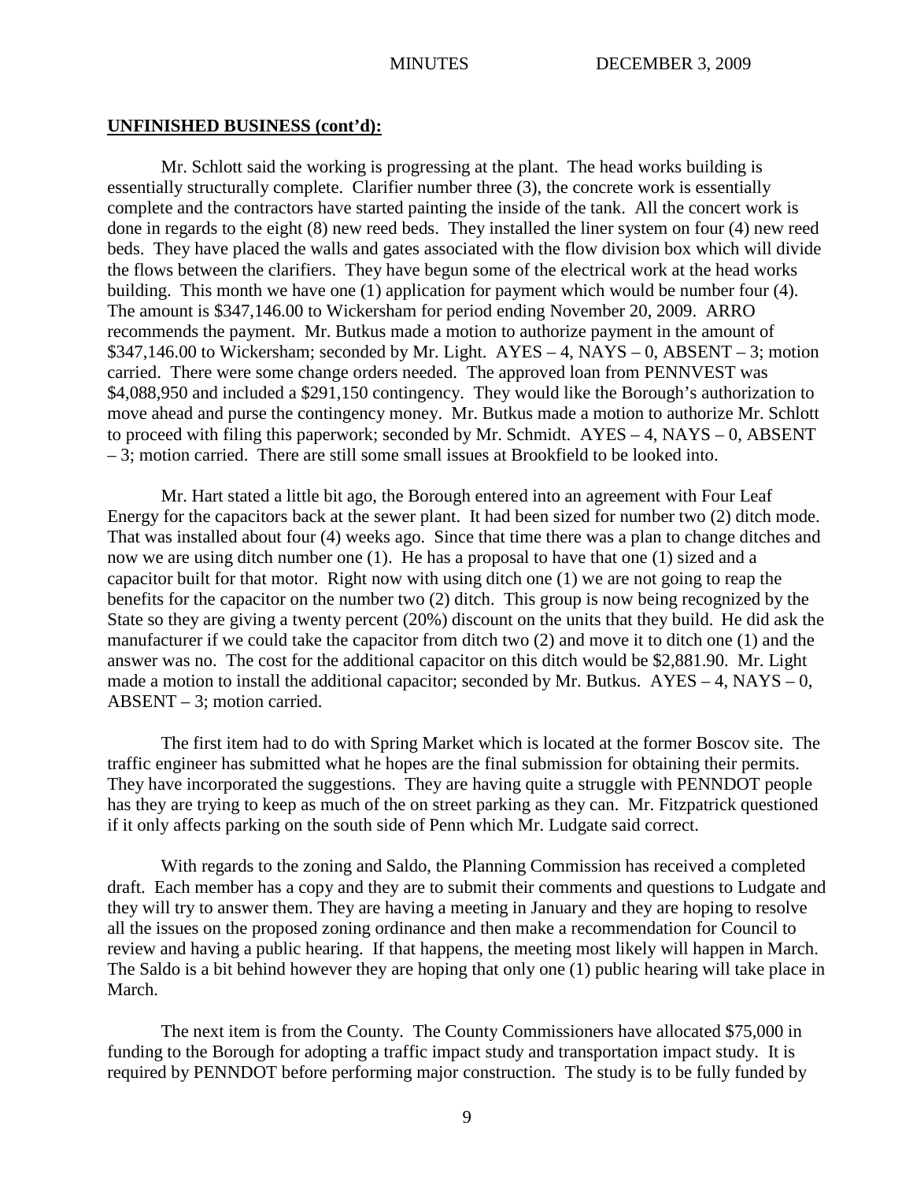**UNFINISHED BUSINESS (cont'd):**

Mr. Schlott said the working is progressing at the plant. The head works building is essentially structurally complete. Clarifier number three (3), the concrete work is essentially complete and the contractors have started painting the inside of the tank. All the concert work is done in regards to the eight (8) new reed beds. They installed the liner system on four (4) new reed beds. They have placed the walls and gates associated with the flow division box which will divide the flows between the clarifiers. They have begun some of the electrical work at the head works building. This month we have one (1) application for payment which would be number four (4). The amount is $347,146.00 to Wickersham for period ending November 20, 2009. ARRO recommends the payment. Mr. Butkus made a motion to authorize payment in the amount of $347,146.00 to Wickersham; seconded by Mr. Light. AYES – 4, NAYS – 0, ABSENT – 3; motion carried. There were some change orders needed. The approved loan from PENNVEST was $4,088,950 and included a $291,150 contingency. They would like the Borough's authorization to move ahead and purse the contingency money. Mr. Butkus made a motion to authorize Mr. Schlott to proceed with filing this paperwork; seconded by Mr. Schmidt. AYES – 4, NAYS – 0, ABSENT – 3; motion carried. There are still some small issues at Brookfield to be looked into.

Mr. Hart stated a little bit ago, the Borough entered into an agreement with Four Leaf Energy for the capacitors back at the sewer plant. It had been sized for number two (2) ditch mode. That was installed about four (4) weeks ago. Since that time there was a plan to change ditches and now we are using ditch number one (1). He has a proposal to have that one (1) sized and a capacitor built for that motor. Right now with using ditch one (1) we are not going to reap the benefits for the capacitor on the number two (2) ditch. This group is now being recognized by the State so they are giving a twenty percent (20%) discount on the units that they build. He did ask the manufacturer if we could take the capacitor from ditch two (2) and move it to ditch one (1) and the answer was no. The cost for the additional capacitor on this ditch would be $2,881.90. Mr. Light made a motion to install the additional capacitor; seconded by Mr. Butkus. AYES – 4, NAYS – 0, ABSENT – 3; motion carried.

The first item had to do with Spring Market which is located at the former Boscov site. The traffic engineer has submitted what he hopes are the final submission for obtaining their permits. They have incorporated the suggestions. They are having quite a struggle with PENNDOT people has they are trying to keep as much of the on street parking as they can. Mr. Fitzpatrick questioned if it only affects parking on the south side of Penn which Mr. Ludgate said correct.

With regards to the zoning and Saldo, the Planning Commission has received a completed draft. Each member has a copy and they are to submit their comments and questions to Ludgate and they will try to answer them. They are having a meeting in January and they are hoping to resolve all the issues on the proposed zoning ordinance and then make a recommendation for Council to review and having a public hearing. If that happens, the meeting most likely will happen in March. The Saldo is a bit behind however they are hoping that only one (1) public hearing will take place in March.

The next item is from the County. The County Commissioners have allocated $75,000 in funding to the Borough for adopting a traffic impact study and transportation impact study. It is required by PENNDOT before performing major construction. The study is to be fully funded by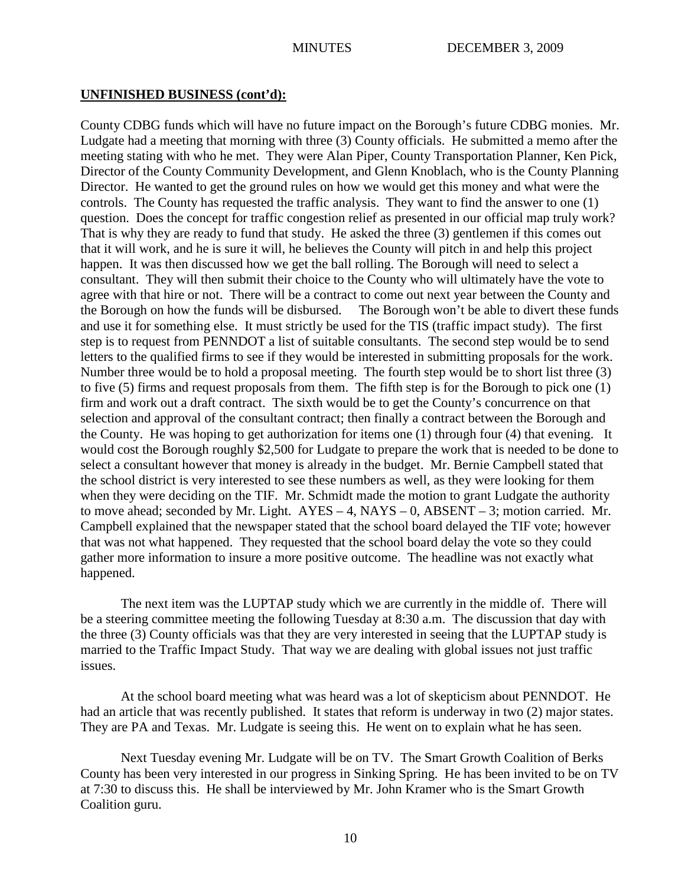**UNFINISHED BUSINESS (cont'd):**

County CDBG funds which will have no future impact on the Borough's future CDBG monies. Mr. Ludgate had a meeting that morning with three (3) County officials. He submitted a memo after the meeting stating with who he met. They were Alan Piper, County Transportation Planner, Ken Pick, Director of the County Community Development, and Glenn Knoblach, who is the County Planning Director. He wanted to get the ground rules on how we would get this money and what were the controls. The County has requested the traffic analysis. They want to find the answer to one (1) question. Does the concept for traffic congestion relief as presented in our official map truly work? That is why they are ready to fund that study. He asked the three (3) gentlemen if this comes out that it will work, and he is sure it will, he believes the County will pitch in and help this project happen. It was then discussed how we get the ball rolling. The Borough will need to select a consultant. They will then submit their choice to the County who will ultimately have the vote to agree with that hire or not. There will be a contract to come out next year between the County and the Borough on how the funds will be disbursed. The Borough won't be able to divert these funds and use it for something else. It must strictly be used for the TIS (traffic impact study). The first step is to request from PENNDOT a list of suitable consultants. The second step would be to send letters to the qualified firms to see if they would be interested in submitting proposals for the work. Number three would be to hold a proposal meeting. The fourth step would be to short list three (3) to five (5) firms and request proposals from them. The fifth step is for the Borough to pick one (1) firm and work out a draft contract. The sixth would be to get the County's concurrence on that selection and approval of the consultant contract; then finally a contract between the Borough and the County. He was hoping to get authorization for items one (1) through four (4) that evening. It would cost the Borough roughly $2,500 for Ludgate to prepare the work that is needed to be done to select a consultant however that money is already in the budget. Mr. Bernie Campbell stated that the school district is very interested to see these numbers as well, as they were looking for them when they were deciding on the TIF. Mr. Schmidt made the motion to grant Ludgate the authority to move ahead; seconded by Mr. Light. AYES – 4, NAYS – 0, ABSENT – 3; motion carried. Mr. Campbell explained that the newspaper stated that the school board delayed the TIF vote; however that was not what happened. They requested that the school board delay the vote so they could gather more information to insure a more positive outcome. The headline was not exactly what happened.

The next item was the LUPTAP study which we are currently in the middle of. There will be a steering committee meeting the following Tuesday at 8:30 a.m. The discussion that day with the three (3) County officials was that they are very interested in seeing that the LUPTAP study is married to the Traffic Impact Study. That way we are dealing with global issues not just traffic issues.

At the school board meeting what was heard was a lot of skepticism about PENNDOT. He had an article that was recently published. It states that reform is underway in two (2) major states. They are PA and Texas. Mr. Ludgate is seeing this. He went on to explain what he has seen.

Next Tuesday evening Mr. Ludgate will be on TV. The Smart Growth Coalition of Berks County has been very interested in our progress in Sinking Spring. He has been invited to be on TV at 7:30 to discuss this. He shall be interviewed by Mr. John Kramer who is the Smart Growth Coalition guru.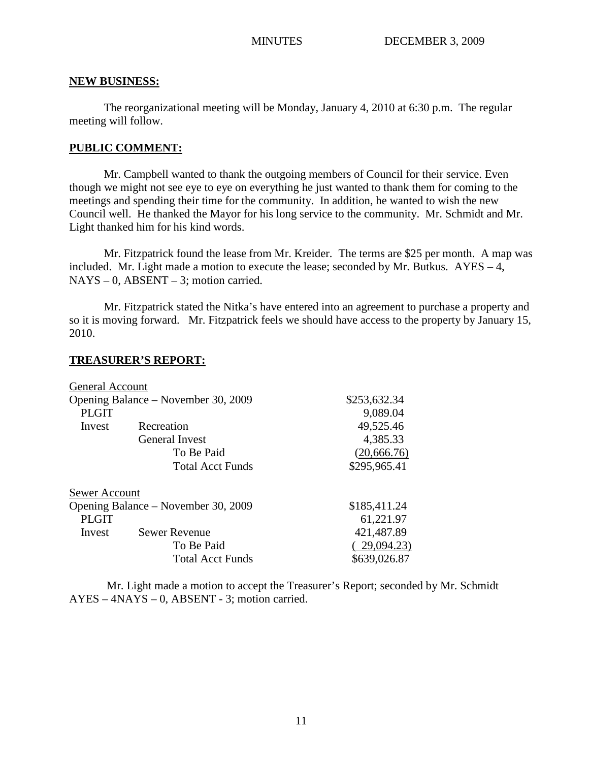**NEW BUSINESS:**

The reorganizational meeting will be Monday, January 4, 2010 at 6:30 p.m. The regular meeting will follow.

**PUBLIC COMMENT:**

Mr. Campbell wanted to thank the outgoing members of Council for their service. Even though we might not see eye to eye on everything he just wanted to thank them for coming to the meetings and spending their time for the community. In addition, he wanted to wish the new Council well. He thanked the Mayor for his long service to the community. Mr. Schmidt and Mr. Light thanked him for his kind words.

Mr. Fitzpatrick found the lease from Mr. Kreider. The terms are $25 per month. A map was included. Mr. Light made a motion to execute the lease; seconded by Mr. Butkus. AYES – 4, NAYS – 0, ABSENT – 3; motion carried.

Mr. Fitzpatrick stated the Nitka's have entered into an agreement to purchase a property and so it is moving forward. Mr. Fitzpatrick feels we should have access to the property by January 15, 2010.

**TREASURER'S REPORT:**

| General Account | | |
|---|---|---|
| Opening Balance – November 30, 2009 | | $253,632.34 |
| PLGIT | | 9,089.04 |
| Invest | Recreation | 49,525.46 |
| | General Invest | 4,385.33 |
| | To Be Paid | (20,666.76) |
| | Total Acct Funds | $295,965.41 |

| Sewer Account | | |
|---|---|---|
| Opening Balance – November 30, 2009 | | $185,411.24 |
| PLGIT | | 61,221.97 |
| Invest | Sewer Revenue | 421,487.89 |
| | To Be Paid | ( 29,094.23) |
| | Total Acct Funds | $639,026.87 |

Mr. Light made a motion to accept the Treasurer's Report; seconded by Mr. Schmidt AYES – 4NAYS – 0, ABSENT - 3; motion carried.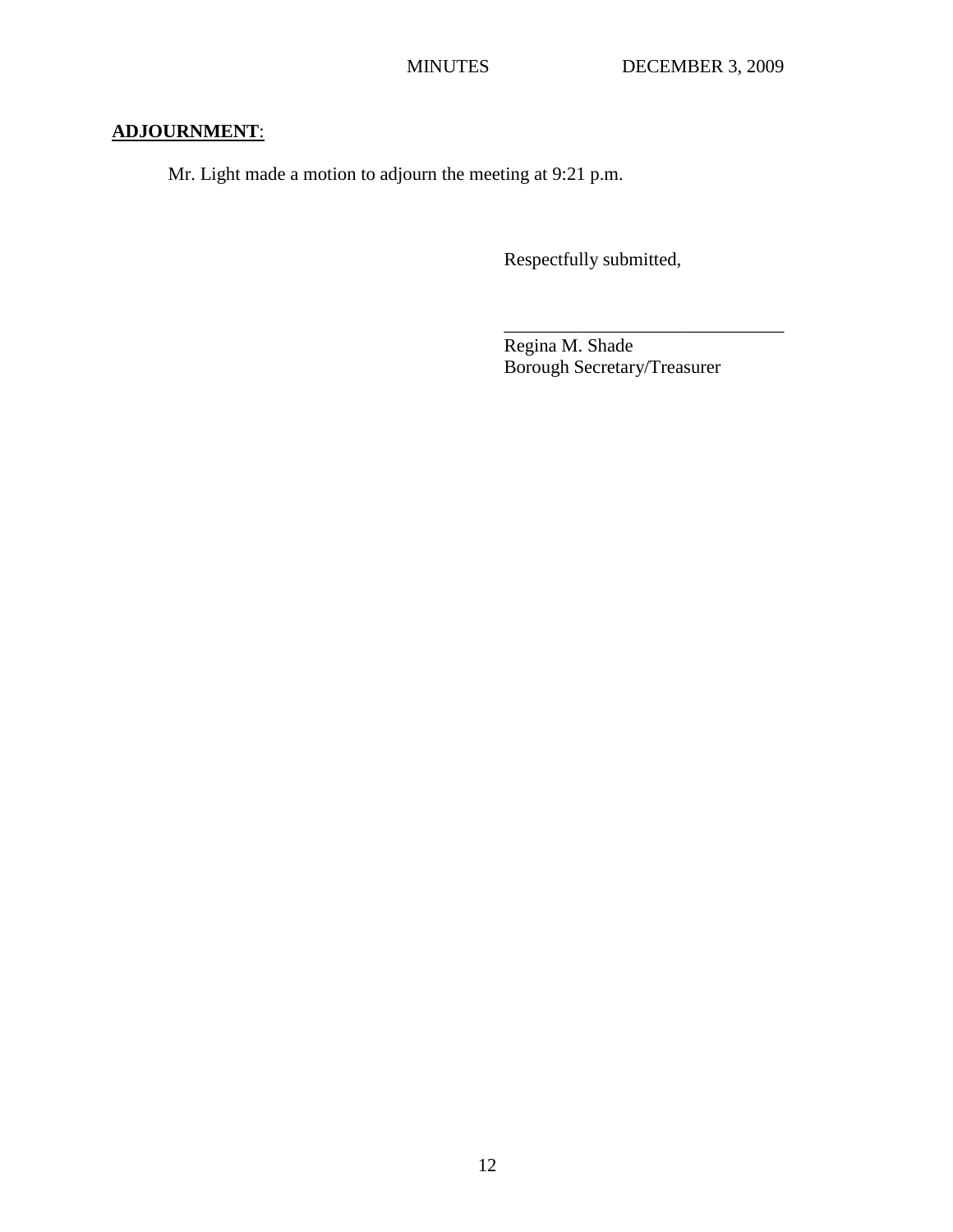**ADJOURNMENT**:

Mr. Light made a motion to adjourn the meeting at 9:21 p.m.

Respectfully submitted,

\_\_\_\_\_\_\_\_\_\_\_\_\_\_\_\_\_\_\_\_\_\_\_\_\_\_\_\_\_\_

Regina M. Shade
Borough Secretary/Treasurer